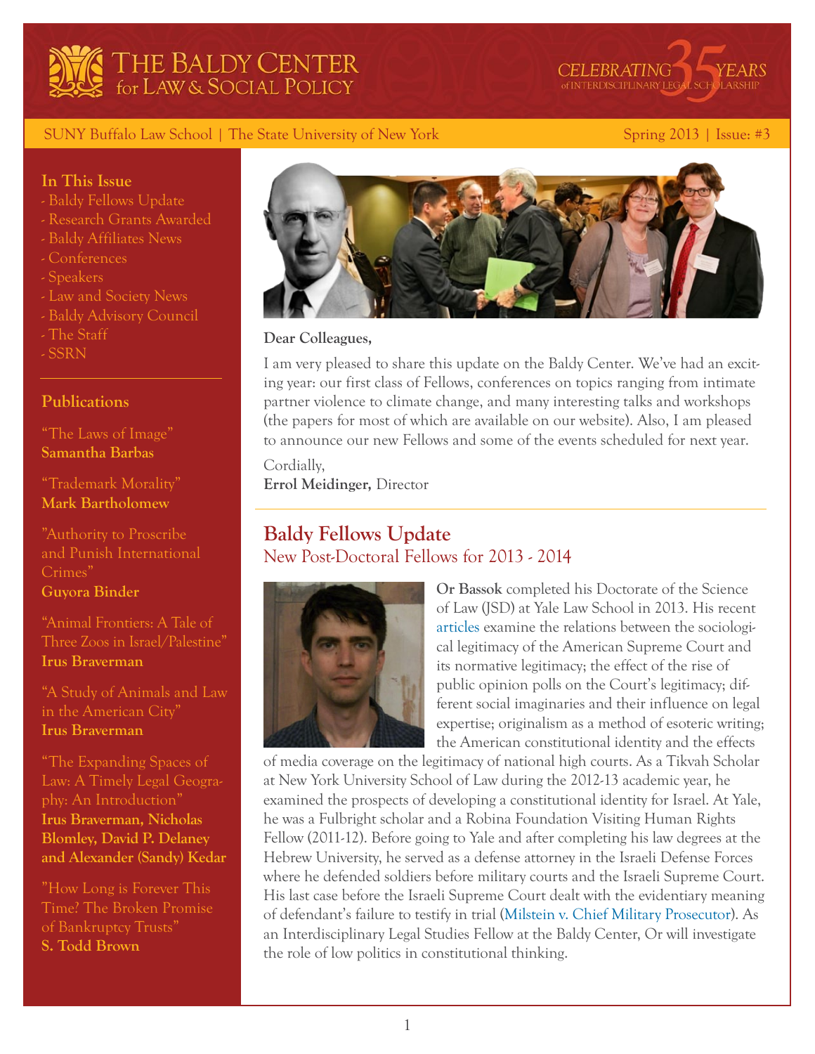# THE BALDY CENTER for LAW & SOCIAL POLICY

CELEBRATING 35 YEARS of INTERDISCIPLINARY LEGAL SCHOLARSHIP

SUNY Buffalo Law School | The State University of New York

Spring 2013 | Issue: #3

### In This Issue

- Baldy Fellows Update
- Research Grants Awarded
- Baldy Affiliates News
- Conferences
- Speakers
- Law and Society News
- Baldy Advisory Council
- The Staff
- SSRN

### Publications

"The Laws of Image"
**Samantha Barbas**

"Trademark Morality"
**Mark Bartholomew**

"Authority to Proscribe and Punish International Crimes"
**Guyora Binder**

"Animal Frontiers: A Tale of Three Zoos in Israel/Palestine"
**Irus Braverman**

"A Study of Animals and Law in the American City"
**Irus Braverman**

"The Expanding Spaces of Law: A Timely Legal Geography: An Introduction"
**Irus Braverman, Nicholas Blomley, David P. Delaney and Alexander (Sandy) Kedar**

"How Long is Forever This Time? The Broken Promise of Bankruptcy Trusts"
**S. Todd Brown**

**Dear Colleagues,**

I am very pleased to share this update on the Baldy Center. We've had an exciting year: our first class of Fellows, conferences on topics ranging from intimate partner violence to climate change, and many interesting talks and workshops (the papers for most of which are available on our website). Also, I am pleased to announce our new Fellows and some of the events scheduled for next year.

Cordially,
**Errol Meidinger,** Director

## Baldy Fellows Update

### New Post-Doctoral Fellows for 2013 - 2014

**Or Bassok** completed his Doctorate of the Science of Law (JSD) at Yale Law School in 2013. His recent articles examine the relations between the sociological legitimacy of the American Supreme Court and its normative legitimacy; the effect of the rise of public opinion polls on the Court's legitimacy; different social imaginaries and their influence on legal expertise; originalism as a method of esoteric writing; the American constitutional identity and the effects of media coverage on the legitimacy of national high courts. As a Tikvah Scholar at New York University School of Law during the 2012-13 academic year, he examined the prospects of developing a constitutional identity for Israel. At Yale, he was a Fulbright scholar and a Robina Foundation Visiting Human Rights Fellow (2011-12). Before going to Yale and after completing his law degrees at the Hebrew University, he served as a defense attorney in the Israeli Defense Forces where he defended soldiers before military courts and the Israeli Supreme Court. His last case before the Israeli Supreme Court dealt with the evidentiary meaning of defendant's failure to testify in trial (Milstein v. Chief Military Prosecutor). As an Interdisciplinary Legal Studies Fellow at the Baldy Center, Or will investigate the role of low politics in constitutional thinking.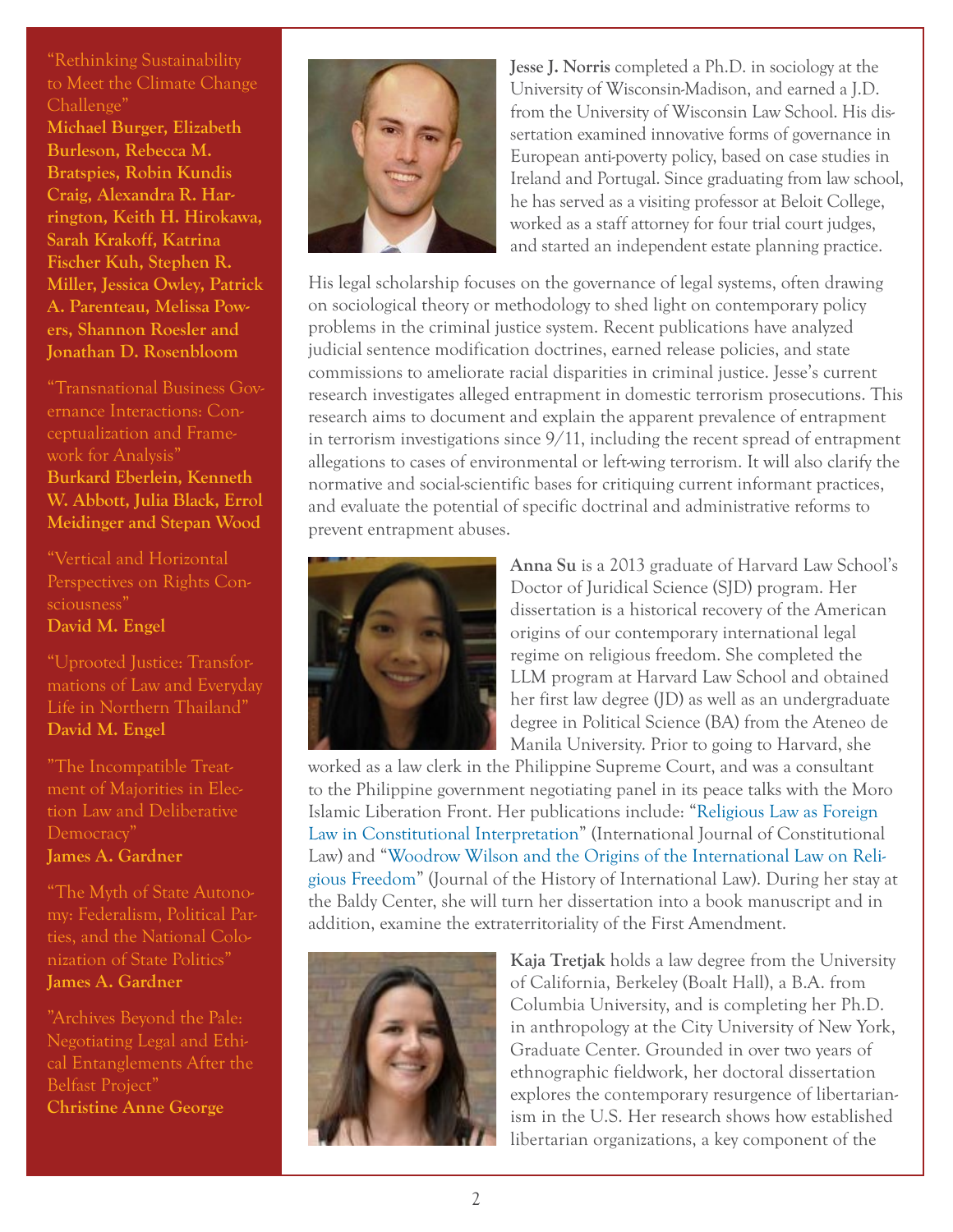"Rethinking Sustainability to Meet the Climate Change Challenge"
**Michael Burger, Elizabeth Burleson, Rebecca M. Bratspies, Robin Kundis Craig, Alexandra R. Harrington, Keith H. Hirokawa, Sarah Krakoff, Katrina Fischer Kuh, Stephen R. Miller, Jessica Owley, Patrick A. Parenteau, Melissa Powers, Shannon Roesler and Jonathan D. Rosenbloom**

"Transnational Business Governance Interactions: Conceptualization and Framework for Analysis"
**Burkard Eberlein, Kenneth W. Abbott, Julia Black, Errol Meidinger and Stepan Wood**

"Vertical and Horizontal Perspectives on Rights Consciousness"
**David M. Engel**

"Uprooted Justice: Transformations of Law and Everyday Life in Northern Thailand"
**David M. Engel**

"The Incompatible Treatment of Majorities in Election Law and Deliberative Democracy"
**James A. Gardner**

"The Myth of State Autonomy: Federalism, Political Parties, and the National Colonization of State Politics"
**James A. Gardner**

"Archives Beyond the Pale: Negotiating Legal and Ethical Entanglements After the Belfast Project"
**Christine Anne George**

**Jesse J. Norris** completed a Ph.D. in sociology at the University of Wisconsin-Madison, and earned a J.D. from the University of Wisconsin Law School. His dissertation examined innovative forms of governance in European anti-poverty policy, based on case studies in Ireland and Portugal. Since graduating from law school, he has served as a visiting professor at Beloit College, worked as a staff attorney for four trial court judges, and started an independent estate planning practice.

His legal scholarship focuses on the governance of legal systems, often drawing on sociological theory or methodology to shed light on contemporary policy problems in the criminal justice system. Recent publications have analyzed judicial sentence modification doctrines, earned release policies, and state commissions to ameliorate racial disparities in criminal justice. Jesse's current research investigates alleged entrapment in domestic terrorism prosecutions. This research aims to document and explain the apparent prevalence of entrapment in terrorism investigations since 9/11, including the recent spread of entrapment allegations to cases of environmental or left-wing terrorism. It will also clarify the normative and social-scientific bases for critiquing current informant practices, and evaluate the potential of specific doctrinal and administrative reforms to prevent entrapment abuses.

**Anna Su** is a 2013 graduate of Harvard Law School's Doctor of Juridical Science (SJD) program. Her dissertation is a historical recovery of the American origins of our contemporary international legal regime on religious freedom. She completed the LLM program at Harvard Law School and obtained her first law degree (JD) as well as an undergraduate degree in Political Science (BA) from the Ateneo de Manila University. Prior to going to Harvard, she worked as a law clerk in the Philippine Supreme Court, and was a consultant to the Philippine government negotiating panel in its peace talks with the Moro Islamic Liberation Front. Her publications include: "Religious Law as Foreign Law in Constitutional Interpretation" (International Journal of Constitutional Law) and "Woodrow Wilson and the Origins of the International Law on Religious Freedom" (Journal of the History of International Law). During her stay at the Baldy Center, she will turn her dissertation into a book manuscript and in addition, examine the extraterritoriality of the First Amendment.

**Kaja Tretjak** holds a law degree from the University of California, Berkeley (Boalt Hall), a B.A. from Columbia University, and is completing her Ph.D. in anthropology at the City University of New York, Graduate Center. Grounded in over two years of ethnographic fieldwork, her doctoral dissertation explores the contemporary resurgence of libertarianism in the U.S. Her research shows how established libertarian organizations, a key component of the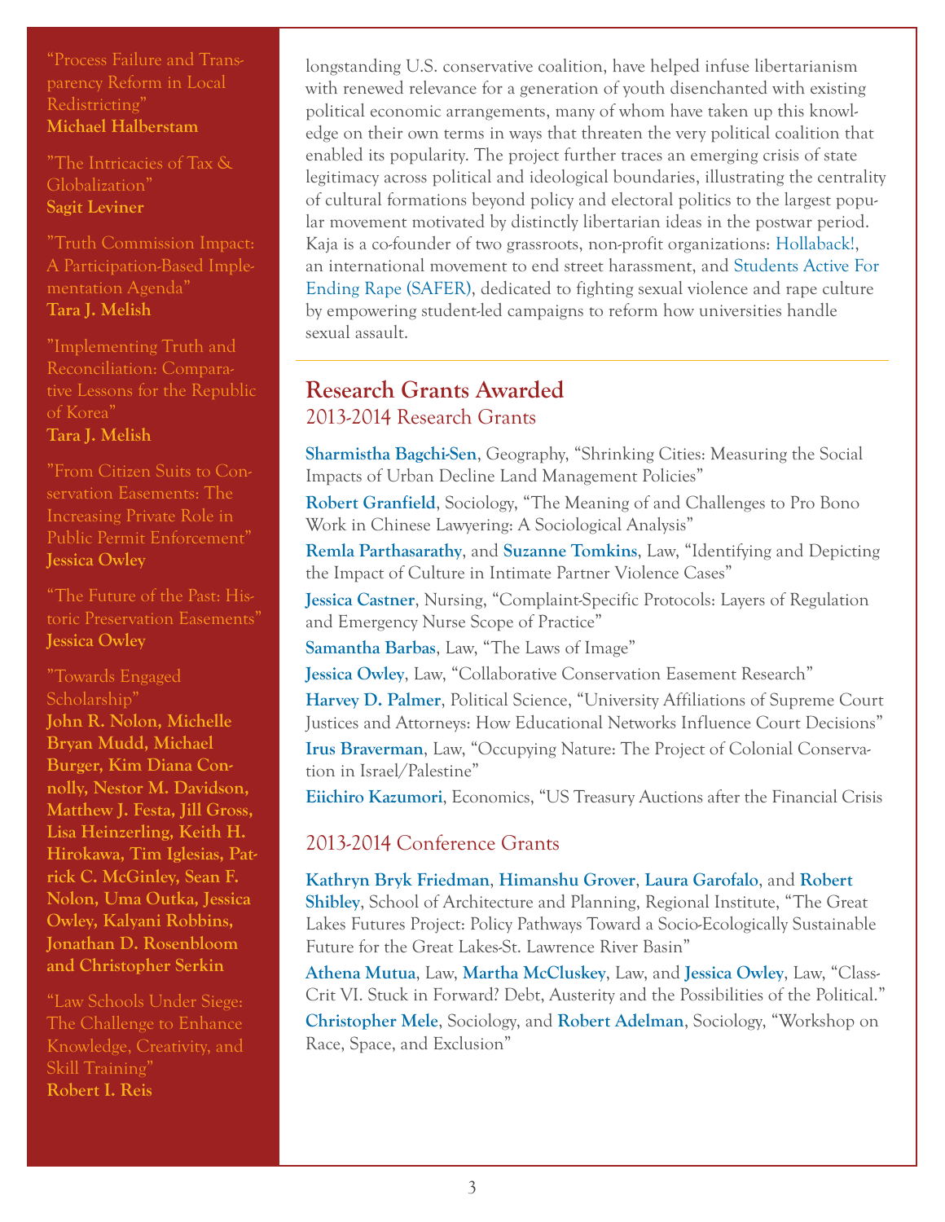"Process Failure and Transparency Reform in Local Redistricting"
**Michael Halberstam**

"The Intricacies of Tax & Globalization"
**Sagit Leviner**

"Truth Commission Impact: A Participation-Based Implementation Agenda"
**Tara J. Melish**

"Implementing Truth and Reconciliation: Comparative Lessons for the Republic of Korea"
**Tara J. Melish**

"From Citizen Suits to Conservation Easements: The Increasing Private Role in Public Permit Enforcement"
**Jessica Owley**

"The Future of the Past: Historic Preservation Easements"
**Jessica Owley**

"Towards Engaged Scholarship"
**John R. Nolon, Michelle Bryan Mudd, Michael Burger, Kim Diana Connolly, Nestor M. Davidson, Matthew J. Festa, Jill Gross, Lisa Heinzerling, Keith H. Hirokawa, Tim Iglesias, Patrick C. McGinley, Sean F. Nolon, Uma Outka, Jessica Owley, Kalyani Robbins, Jonathan D. Rosenbloom and Christopher Serkin**

"Law Schools Under Siege: The Challenge to Enhance Knowledge, Creativity, and Skill Training"
**Robert I. Reis**

longstanding U.S. conservative coalition, have helped infuse libertarianism with renewed relevance for a generation of youth disenchanted with existing political economic arrangements, many of whom have taken up this knowledge on their own terms in ways that threaten the very political coalition that enabled its popularity. The project further traces an emerging crisis of state legitimacy across political and ideological boundaries, illustrating the centrality of cultural formations beyond policy and electoral politics to the largest popular movement motivated by distinctly libertarian ideas in the postwar period. Kaja is a co-founder of two grassroots, non-profit organizations: Hollaback!, an international movement to end street harassment, and Students Active For Ending Rape (SAFER), dedicated to fighting sexual violence and rape culture by empowering student-led campaigns to reform how universities handle sexual assault.

## Research Grants Awarded

### 2013-2014 Research Grants

**Sharmistha Bagchi-Sen**, Geography, "Shrinking Cities: Measuring the Social Impacts of Urban Decline Land Management Policies"

**Robert Granfield**, Sociology, "The Meaning of and Challenges to Pro Bono Work in Chinese Lawyering: A Sociological Analysis"

**Remla Parthasarathy**, and **Suzanne Tomkins**, Law, "Identifying and Depicting the Impact of Culture in Intimate Partner Violence Cases"

**Jessica Castner**, Nursing, "Complaint-Specific Protocols: Layers of Regulation and Emergency Nurse Scope of Practice"

**Samantha Barbas**, Law, "The Laws of Image"

**Jessica Owley**, Law, "Collaborative Conservation Easement Research"

**Harvey D. Palmer**, Political Science, "University Affiliations of Supreme Court Justices and Attorneys: How Educational Networks Influence Court Decisions"

**Irus Braverman**, Law, "Occupying Nature: The Project of Colonial Conservation in Israel/Palestine"

**Eiichiro Kazumori**, Economics, "US Treasury Auctions after the Financial Crisis

### 2013-2014 Conference Grants

**Kathryn Bryk Friedman**, **Himanshu Grover**, **Laura Garofalo**, and **Robert Shibley**, School of Architecture and Planning, Regional Institute, "The Great Lakes Futures Project: Policy Pathways Toward a Socio-Ecologically Sustainable Future for the Great Lakes-St. Lawrence River Basin"

**Athena Mutua**, Law, **Martha McCluskey**, Law, and **Jessica Owley**, Law, "ClassCrit VI. Stuck in Forward? Debt, Austerity and the Possibilities of the Political."

**Christopher Mele**, Sociology, and **Robert Adelman**, Sociology, "Workshop on Race, Space, and Exclusion"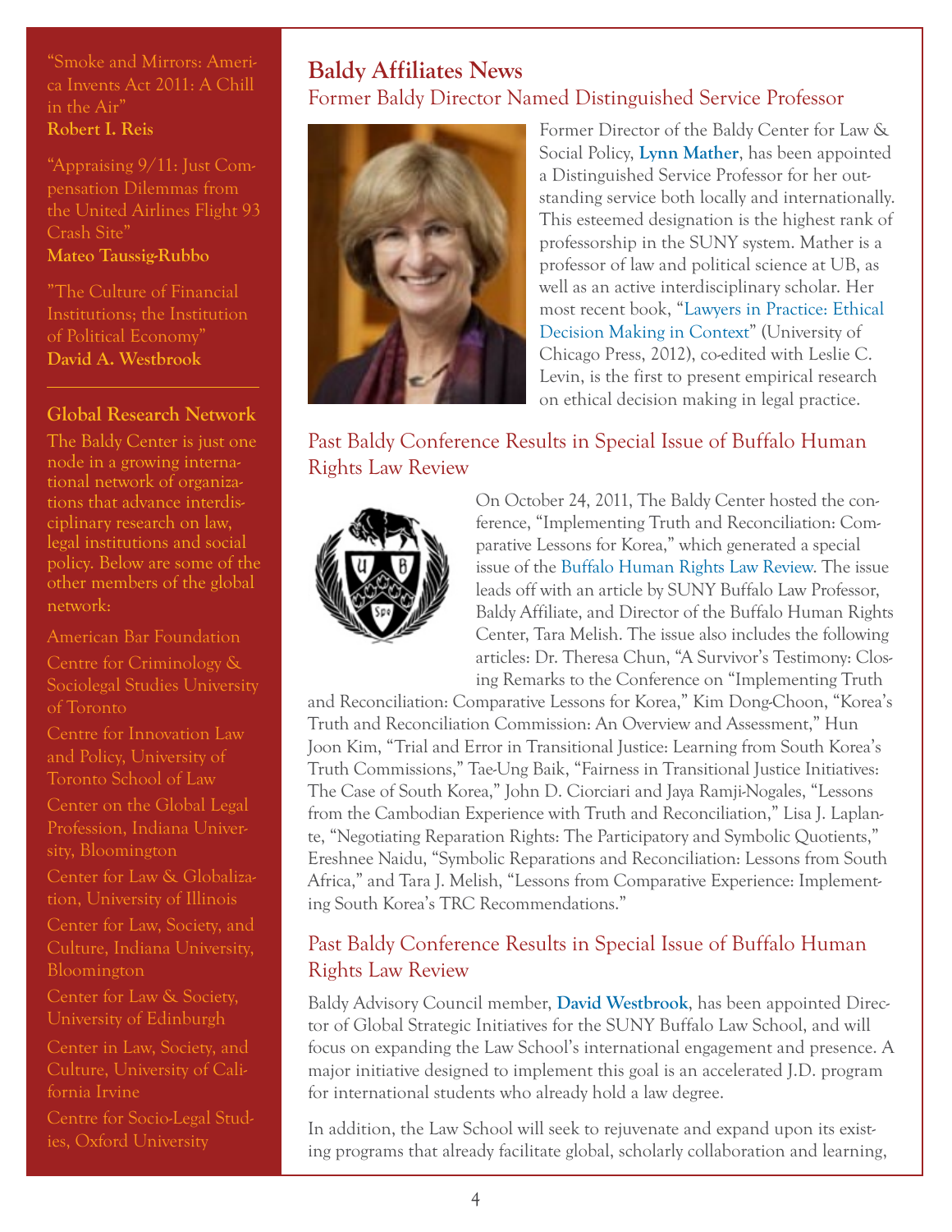"Smoke and Mirrors: America Invents Act 2011: A Chill in the Air"
**Robert I. Reis**

"Appraising 9/11: Just Compensation Dilemmas from the United Airlines Flight 93 Crash Site"
**Mateo Taussig-Rubbo**

"The Culture of Financial Institutions; the Institution of Political Economy"
**David A. Westbrook**

### Global Research Network

The Baldy Center is just one node in a growing international network of organizations that advance interdisciplinary research on law, legal institutions and social policy. Below are some of the other members of the global network:

- American Bar Foundation
- Centre for Criminology & Sociolegal Studies University of Toronto
- Centre for Innovation Law and Policy, University of Toronto School of Law
- Center on the Global Legal Profession, Indiana University, Bloomington
- Center for Law & Globalization, University of Illinois
- Center for Law, Society, and Culture, Indiana University, Bloomington
- Center for Law & Society, University of Edinburgh
- Center in Law, Society, and Culture, University of California Irvine
- Centre for Socio-Legal Studies, Oxford University

## Baldy Affiliates News

### Former Baldy Director Named Distinguished Service Professor

Former Director of the Baldy Center for Law & Social Policy, **Lynn Mather**, has been appointed a Distinguished Service Professor for her outstanding service both locally and internationally. This esteemed designation is the highest rank of professorship in the SUNY system. Mather is a professor of law and political science at UB, as well as an active interdisciplinary scholar. Her most recent book, "Lawyers in Practice: Ethical Decision Making in Context" (University of Chicago Press, 2012), co-edited with Leslie C. Levin, is the first to present empirical research on ethical decision making in legal practice.

### Past Baldy Conference Results in Special Issue of Buffalo Human Rights Law Review

On October 24, 2011, The Baldy Center hosted the conference, "Implementing Truth and Reconciliation: Comparative Lessons for Korea," which generated a special issue of the Buffalo Human Rights Law Review. The issue leads off with an article by SUNY Buffalo Law Professor, Baldy Affiliate, and Director of the Buffalo Human Rights Center, Tara Melish. The issue also includes the following articles: Dr. Theresa Chun, "A Survivor's Testimony: Closing Remarks to the Conference on "Implementing Truth and Reconciliation: Comparative Lessons for Korea," Kim Dong-Choon, "Korea's Truth and Reconciliation Commission: An Overview and Assessment," Hun Joon Kim, "Trial and Error in Transitional Justice: Learning from South Korea's Truth Commissions," Tae-Ung Baik, "Fairness in Transitional Justice Initiatives: The Case of South Korea," John D. Ciorciari and Jaya Ramji-Nogales, "Lessons from the Cambodian Experience with Truth and Reconciliation," Lisa J. Laplante, "Negotiating Reparation Rights: The Participatory and Symbolic Quotients," Ereshnee Naidu, "Symbolic Reparations and Reconciliation: Lessons from South Africa," and Tara J. Melish, "Lessons from Comparative Experience: Implementing South Korea's TRC Recommendations."

### Past Baldy Conference Results in Special Issue of Buffalo Human Rights Law Review

Baldy Advisory Council member, **David Westbrook**, has been appointed Director of Global Strategic Initiatives for the SUNY Buffalo Law School, and will focus on expanding the Law School's international engagement and presence. A major initiative designed to implement this goal is an accelerated J.D. program for international students who already hold a law degree.

In addition, the Law School will seek to rejuvenate and expand upon its existing programs that already facilitate global, scholarly collaboration and learning,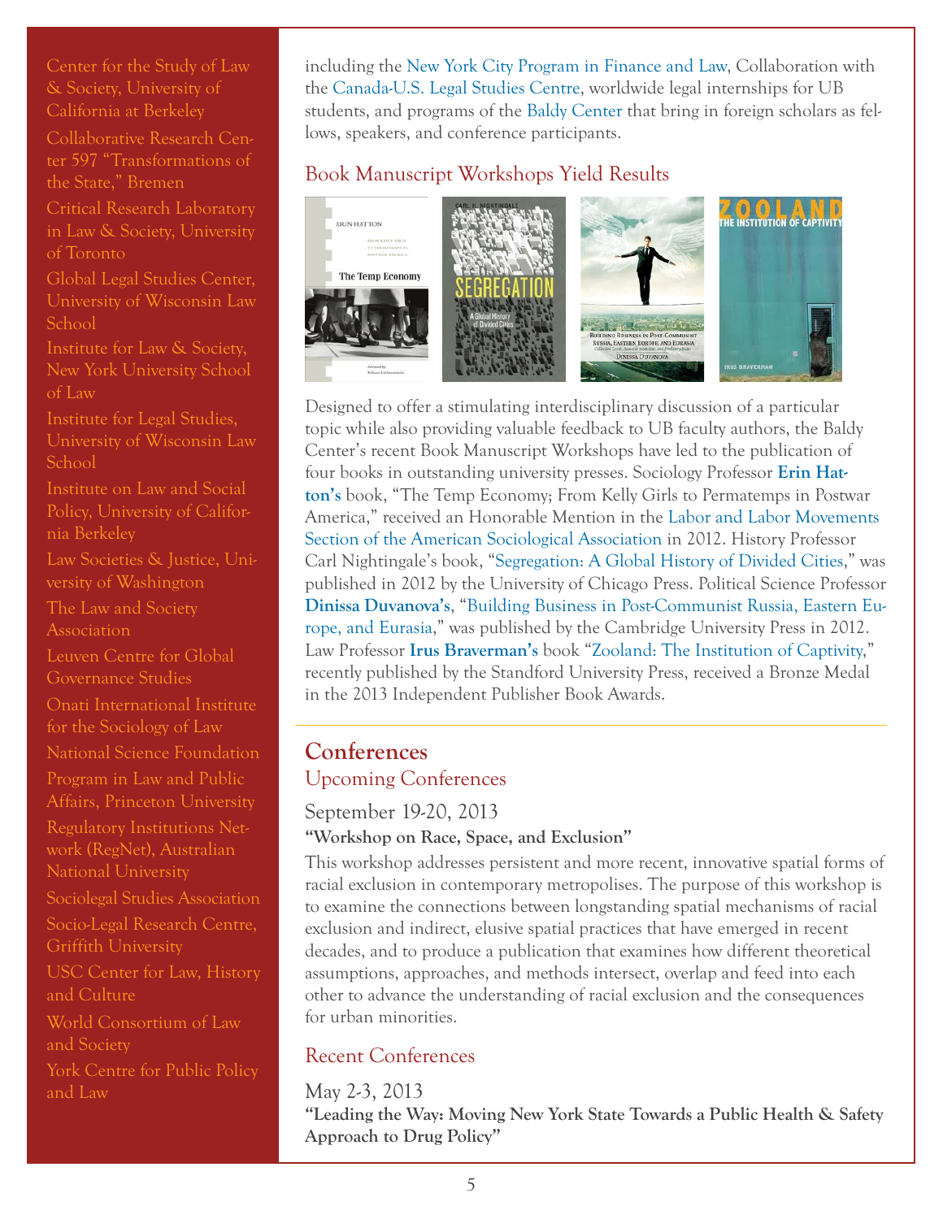Center for the Study of Law & Society, University of California at Berkeley

Collaborative Research Center 597 "Transformations of the State," Bremen

Critical Research Laboratory in Law & Society, University of Toronto

Global Legal Studies Center, University of Wisconsin Law School

Institute for Law & Society, New York University School of Law

Institute for Legal Studies, University of Wisconsin Law School

Institute on Law and Social Policy, University of California Berkeley

Law Societies & Justice, University of Washington

The Law and Society Association

Leuven Centre for Global Governance Studies

Onati International Institute for the Sociology of Law

National Science Foundation

Program in Law and Public Affairs, Princeton University

Regulatory Institutions Network (RegNet), Australian National University

Sociolegal Studies Association

Socio-Legal Research Centre, Griffith University

USC Center for Law, History and Culture

World Consortium of Law and Society

York Centre for Public Policy and Law

including the New York City Program in Finance and Law, Collaboration with the Canada-U.S. Legal Studies Centre, worldwide legal internships for UB students, and programs of the Baldy Center that bring in foreign scholars as fellows, speakers, and conference participants.

### Book Manuscript Workshops Yield Results

Designed to offer a stimulating interdisciplinary discussion of a particular topic while also providing valuable feedback to UB faculty authors, the Baldy Center's recent Book Manuscript Workshops have led to the publication of four books in outstanding university presses. Sociology Professor **Erin Hatton's** book, "The Temp Economy; From Kelly Girls to Permatemps in Postwar America," received an Honorable Mention in the Labor and Labor Movements Section of the American Sociological Association in 2012. History Professor Carl Nightingale's book, "Segregation: A Global History of Divided Cities," was published in 2012 by the University of Chicago Press. Political Science Professor **Dinissa Duvanova's**, "Building Business in Post-Communist Russia, Eastern Europe, and Eurasia," was published by the Cambridge University Press in 2012. Law Professor **Irus Braverman's** book "Zooland: The Institution of Captivity," recently published by the Standford University Press, received a Bronze Medal in the 2013 Independent Publisher Book Awards.

## Conferences

### Upcoming Conferences

September 19-20, 2013

**"Workshop on Race, Space, and Exclusion"**

This workshop addresses persistent and more recent, innovative spatial forms of racial exclusion in contemporary metropolises. The purpose of this workshop is to examine the connections between longstanding spatial mechanisms of racial exclusion and indirect, elusive spatial practices that have emerged in recent decades, and to produce a publication that examines how different theoretical assumptions, approaches, and methods intersect, overlap and feed into each other to advance the understanding of racial exclusion and the consequences for urban minorities.

### Recent Conferences

May 2-3, 2013

**"Leading the Way: Moving New York State Towards a Public Health & Safety Approach to Drug Policy"**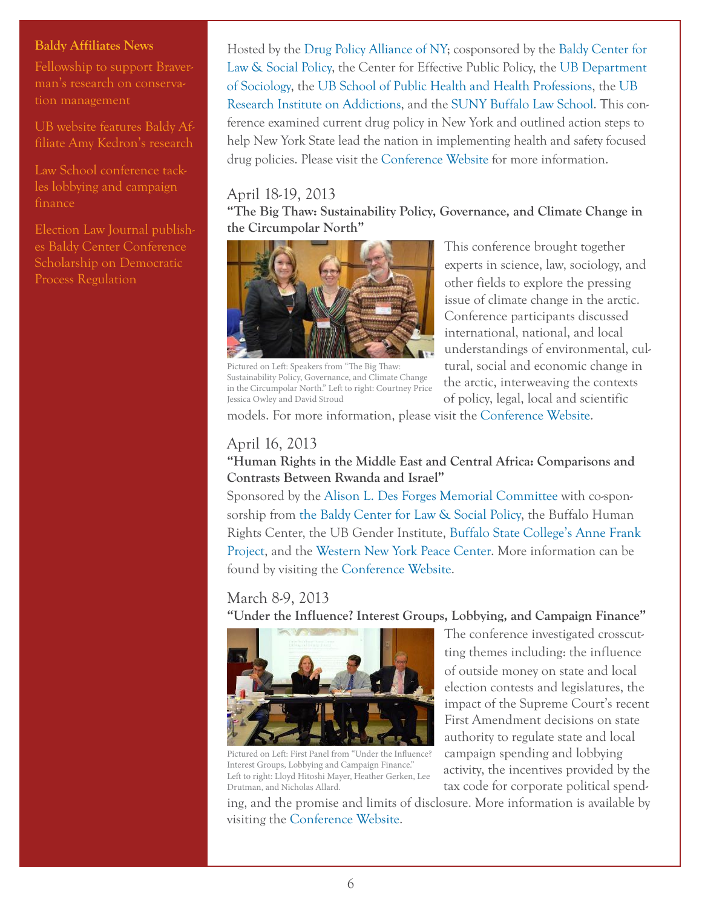**Baldy Affiliates News**

Fellowship to support Braverman's research on conservation management

UB website features Baldy Affiliate Amy Kedron's research

Law School conference tackles lobbying and campaign finance

Election Law Journal publishes Baldy Center Conference Scholarship on Democratic Process Regulation

Hosted by the Drug Policy Alliance of NY; cosponsored by the Baldy Center for Law & Social Policy, the Center for Effective Public Policy, the UB Department of Sociology, the UB School of Public Health and Health Professions, the UB Research Institute on Addictions, and the SUNY Buffalo Law School. This conference examined current drug policy in New York and outlined action steps to help New York State lead the nation in implementing health and safety focused drug policies. Please visit the Conference Website for more information.

## April 18-19, 2013

**"The Big Thaw: Sustainability Policy, Governance, and Climate Change in the Circumpolar North"**

Pictured on Left: Speakers from "The Big Thaw: Sustainability Policy, Governance, and Climate Change in the Circumpolar North." Left to right: Courtney Price Jessica Owley and David Stroud

This conference brought together experts in science, law, sociology, and other fields to explore the pressing issue of climate change in the arctic. Conference participants discussed international, national, and local understandings of environmental, cultural, social and economic change in the arctic, interweaving the contexts of policy, legal, local and scientific models. For more information, please visit the Conference Website.

## April 16, 2013

**"Human Rights in the Middle East and Central Africa: Comparisons and Contrasts Between Rwanda and Israel"**

Sponsored by the Alison L. Des Forges Memorial Committee with co-sponsorship from the Baldy Center for Law & Social Policy, the Buffalo Human Rights Center, the UB Gender Institute, Buffalo State College's Anne Frank Project, and the Western New York Peace Center. More information can be found by visiting the Conference Website.

## March 8-9, 2013

**"Under the Influence? Interest Groups, Lobbying, and Campaign Finance"**

Pictured on Left: First Panel from "Under the Influence? Interest Groups, Lobbying and Campaign Finance." Left to right: Lloyd Hitoshi Mayer, Heather Gerken, Lee Drutman, and Nicholas Allard.

The conference investigated crosscutting themes including: the influence of outside money on state and local election contests and legislatures, the impact of the Supreme Court's recent First Amendment decisions on state authority to regulate state and local campaign spending and lobbying activity, the incentives provided by the tax code for corporate political spending, and the promise and limits of disclosure. More information is available by visiting the Conference Website.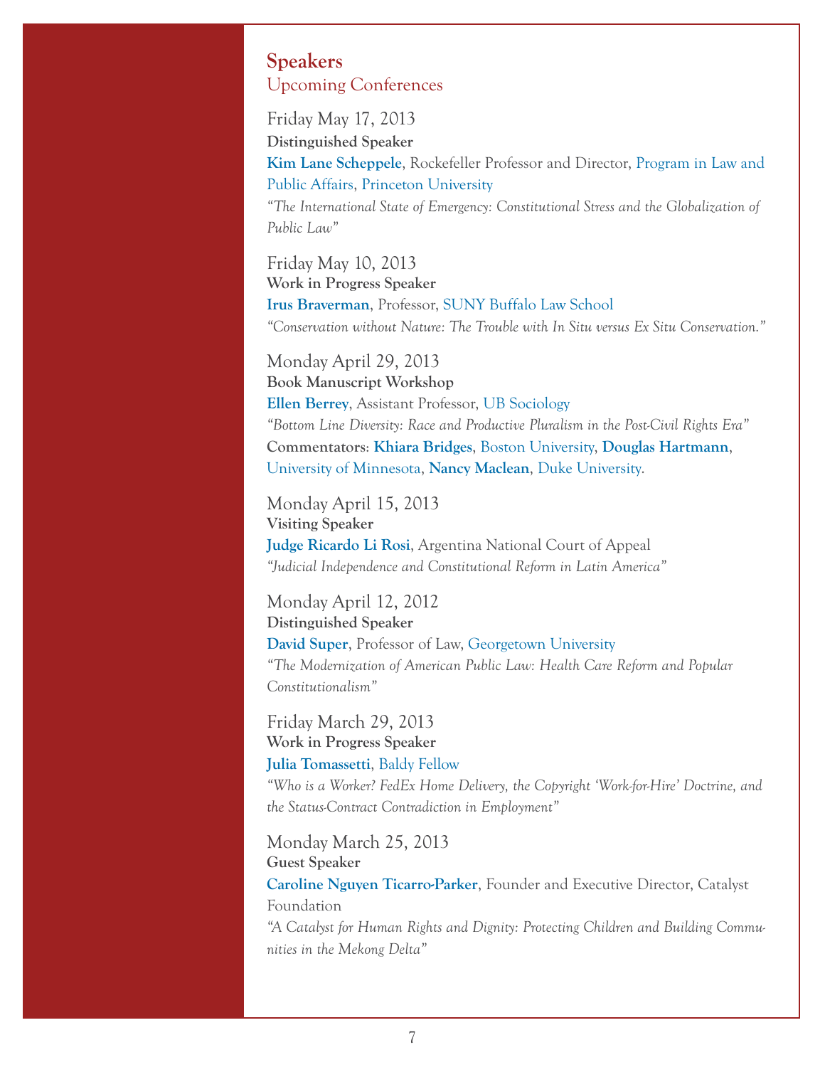## Speakers

### Upcoming Conferences

Friday May 17, 2013
**Distinguished Speaker**
**Kim Lane Scheppele**, Rockefeller Professor and Director, Program in Law and Public Affairs, Princeton University
*"The International State of Emergency: Constitutional Stress and the Globalization of Public Law"*

Friday May 10, 2013
**Work in Progress Speaker**
**Irus Braverman**, Professor, SUNY Buffalo Law School
*"Conservation without Nature: The Trouble with In Situ versus Ex Situ Conservation."*

Monday April 29, 2013
**Book Manuscript Workshop**
**Ellen Berrey**, Assistant Professor, UB Sociology
*"Bottom Line Diversity: Race and Productive Pluralism in the Post-Civil Rights Era"*
**Commentators**: **Khiara Bridges**, Boston University, **Douglas Hartmann**, University of Minnesota, **Nancy Maclean**, Duke University.

Monday April 15, 2013
**Visiting Speaker**
**Judge Ricardo Li Rosi**, Argentina National Court of Appeal
*"Judicial Independence and Constitutional Reform in Latin America"*

Monday April 12, 2012
**Distinguished Speaker**
**David Super**, Professor of Law, Georgetown University
*"The Modernization of American Public Law: Health Care Reform and Popular Constitutionalism"*

Friday March 29, 2013
**Work in Progress Speaker**
**Julia Tomassetti**, Baldy Fellow
*"Who is a Worker? FedEx Home Delivery, the Copyright 'Work-for-Hire' Doctrine, and the Status-Contract Contradiction in Employment"*

Monday March 25, 2013
**Guest Speaker**
**Caroline Nguyen Ticarro-Parker**, Founder and Executive Director, Catalyst Foundation
*"A Catalyst for Human Rights and Dignity: Protecting Children and Building Communities in the Mekong Delta"*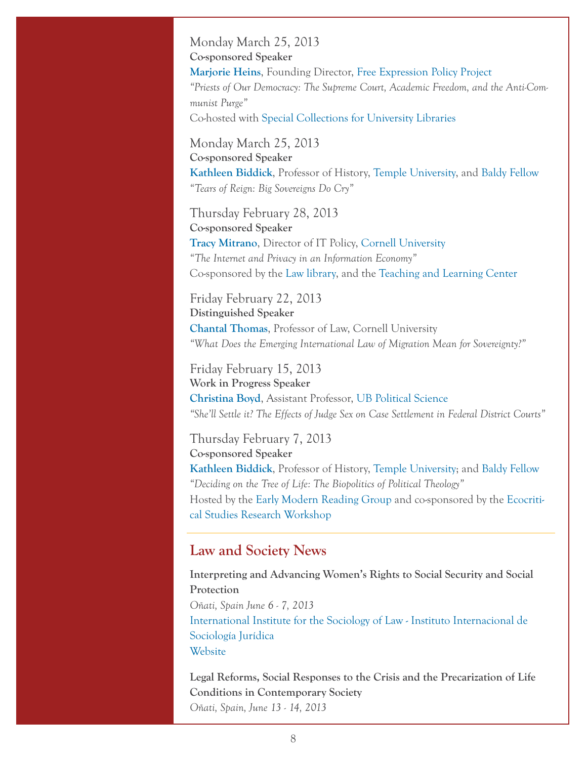Monday March 25, 2013

**Co-sponsored Speaker**

**Marjorie Heins**, Founding Director, Free Expression Policy Project

*"Priests of Our Democracy: The Supreme Court, Academic Freedom, and the Anti-Communist Purge"*

Co-hosted with Special Collections for University Libraries

Monday March 25, 2013

**Co-sponsored Speaker**

**Kathleen Biddick**, Professor of History, Temple University, and Baldy Fellow

*"Tears of Reign: Big Sovereigns Do Cry"*

Thursday February 28, 2013

**Co-sponsored Speaker**

**Tracy Mitrano**, Director of IT Policy, Cornell University

*"The Internet and Privacy in an Information Economy"*

Co-sponsored by the Law library, and the Teaching and Learning Center

Friday February 22, 2013

**Distinguished Speaker**

**Chantal Thomas**, Professor of Law, Cornell University

*"What Does the Emerging International Law of Migration Mean for Sovereignty?"*

Friday February 15, 2013

**Work in Progress Speaker**

**Christina Boyd**, Assistant Professor, UB Political Science

*"She'll Settle it? The Effects of Judge Sex on Case Settlement in Federal District Courts"*

Thursday February 7, 2013

**Co-sponsored Speaker**

**Kathleen Biddick**, Professor of History, Temple University; and Baldy Fellow

*"Deciding on the Tree of Life: The Biopolitics of Political Theology"*

Hosted by the Early Modern Reading Group and co-sponsored by the Ecocritical Studies Research Workshop

---

## Law and Society News

**Interpreting and Advancing Women's Rights to Social Security and Social Protection**

*Oñati, Spain June 6 - 7, 2013*

International Institute for the Sociology of Law - Instituto Internacional de Sociología Jurídica

Website

**Legal Reforms, Social Responses to the Crisis and the Precarization of Life Conditions in Contemporary Society**

*Oñati, Spain, June 13 - 14, 2013*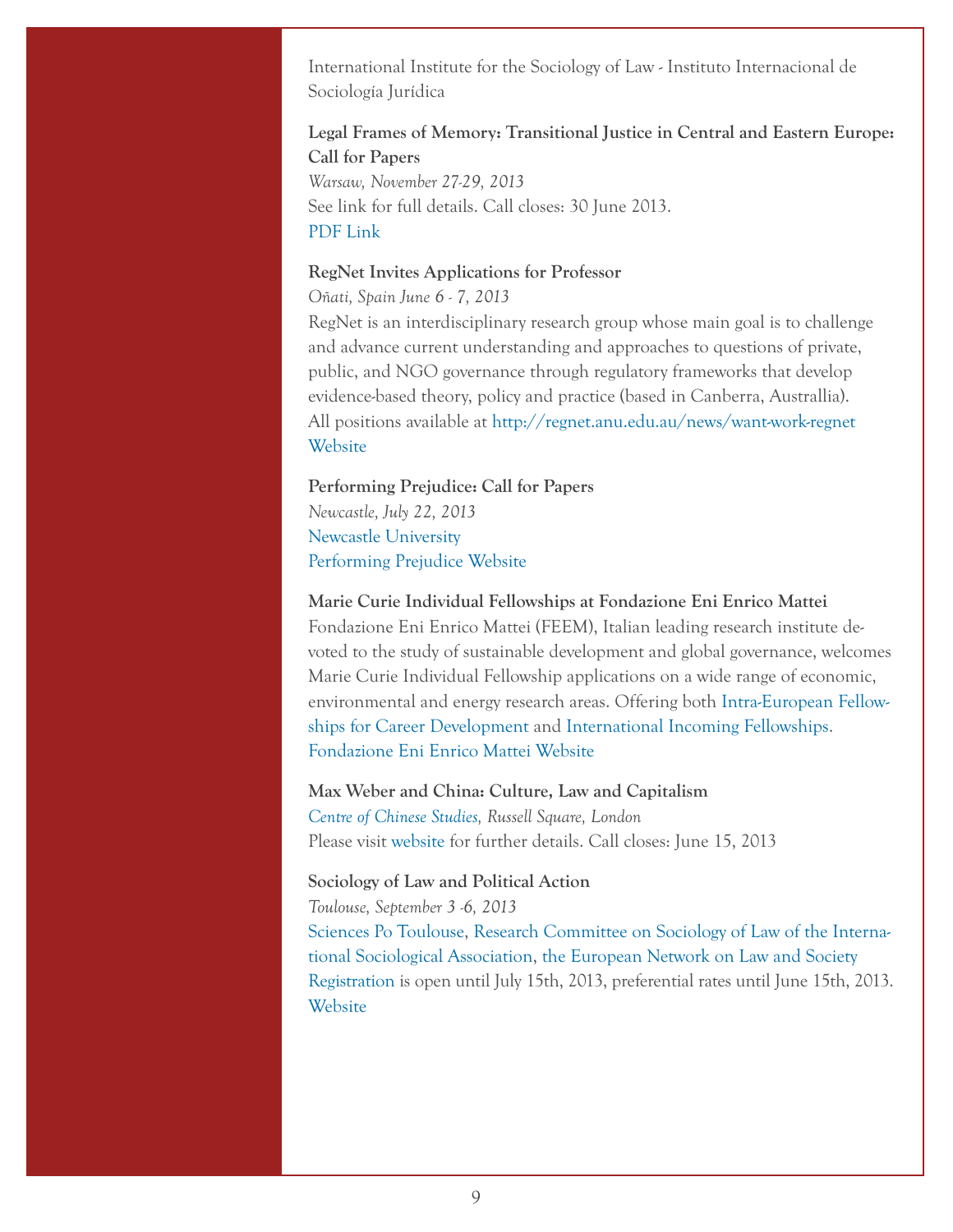International Institute for the Sociology of Law - Instituto Internacional de Sociología Jurídica

**Legal Frames of Memory: Transitional Justice in Central and Eastern Europe: Call for Papers**
*Warsaw, November 27-29, 2013*
See link for full details. Call closes: 30 June 2013.
PDF Link

**RegNet Invites Applications for Professor**
*Oñati, Spain June 6 - 7, 2013*
RegNet is an interdisciplinary research group whose main goal is to challenge and advance current understanding and approaches to questions of private, public, and NGO governance through regulatory frameworks that develop evidence-based theory, policy and practice (based in Canberra, Australlia).
All positions available at http://regnet.anu.edu.au/news/want-work-regnet
Website

**Performing Prejudice: Call for Papers**
*Newcastle, July 22, 2013*
Newcastle University
Performing Prejudice Website

**Marie Curie Individual Fellowships at Fondazione Eni Enrico Mattei**
Fondazione Eni Enrico Mattei (FEEM), Italian leading research institute devoted to the study of sustainable development and global governance, welcomes Marie Curie Individual Fellowship applications on a wide range of economic, environmental and energy research areas. Offering both Intra-European Fellowships for Career Development and International Incoming Fellowships.
Fondazione Eni Enrico Mattei Website

**Max Weber and China: Culture, Law and Capitalism**
*Centre of Chinese Studies, Russell Square, London*
Please visit website for further details. Call closes: June 15, 2013

**Sociology of Law and Political Action**
*Toulouse, September 3 -6, 2013*
Sciences Po Toulouse, Research Committee on Sociology of Law of the International Sociological Association, the European Network on Law and Society
Registration is open until July 15th, 2013, preferential rates until June 15th, 2013.
Website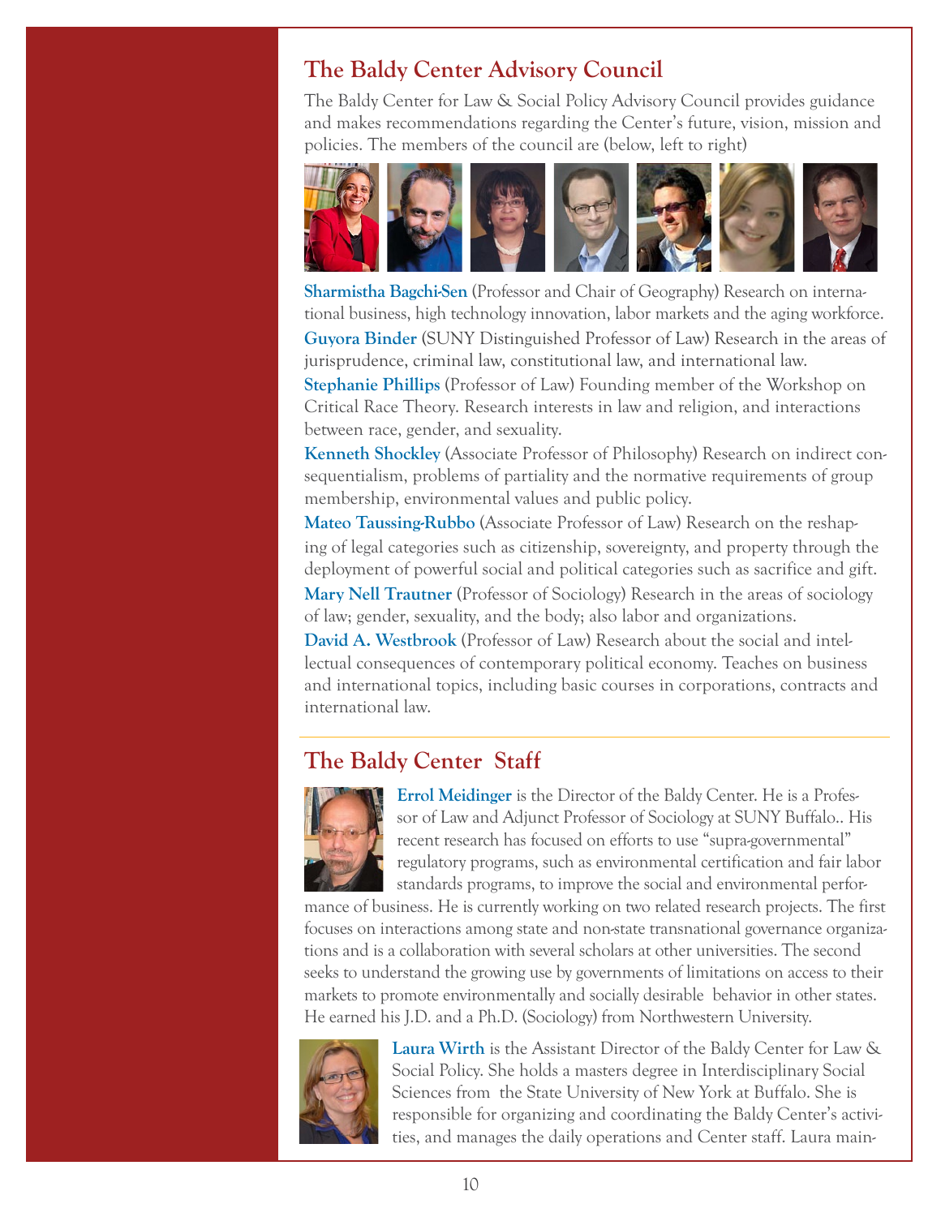## The Baldy Center Advisory Council

The Baldy Center for Law & Social Policy Advisory Council provides guidance and makes recommendations regarding the Center's future, vision, mission and policies. The members of the council are (below, left to right)

**Sharmistha Bagchi-Sen** (Professor and Chair of Geography) Research on international business, high technology innovation, labor markets and the aging workforce.

**Guyora Binder** (SUNY Distinguished Professor of Law) Research in the areas of jurisprudence, criminal law, constitutional law, and international law.

**Stephanie Phillips** (Professor of Law) Founding member of the Workshop on Critical Race Theory. Research interests in law and religion, and interactions between race, gender, and sexuality.

**Kenneth Shockley** (Associate Professor of Philosophy) Research on indirect consequentialism, problems of partiality and the normative requirements of group membership, environmental values and public policy.

**Mateo Taussing-Rubbo** (Associate Professor of Law) Research on the reshaping of legal categories such as citizenship, sovereignty, and property through the deployment of powerful social and political categories such as sacrifice and gift.

**Mary Nell Trautner** (Professor of Sociology) Research in the areas of sociology of law; gender, sexuality, and the body; also labor and organizations.

**David A. Westbrook** (Professor of Law) Research about the social and intellectual consequences of contemporary political economy. Teaches on business and international topics, including basic courses in corporations, contracts and international law.

## The Baldy Center Staff

**Errol Meidinger** is the Director of the Baldy Center. He is a Professor of Law and Adjunct Professor of Sociology at SUNY Buffalo.. His recent research has focused on efforts to use "supra-governmental" regulatory programs, such as environmental certification and fair labor standards programs, to improve the social and environmental performance of business. He is currently working on two related research projects. The first focuses on interactions among state and non-state transnational governance organizations and is a collaboration with several scholars at other universities. The second seeks to understand the growing use by governments of limitations on access to their markets to promote environmentally and socially desirable behavior in other states. He earned his J.D. and a Ph.D. (Sociology) from Northwestern University.

**Laura Wirth** is the Assistant Director of the Baldy Center for Law & Social Policy. She holds a masters degree in Interdisciplinary Social Sciences from the State University of New York at Buffalo. She is responsible for organizing and coordinating the Baldy Center's activities, and manages the daily operations and Center staff. Laura main-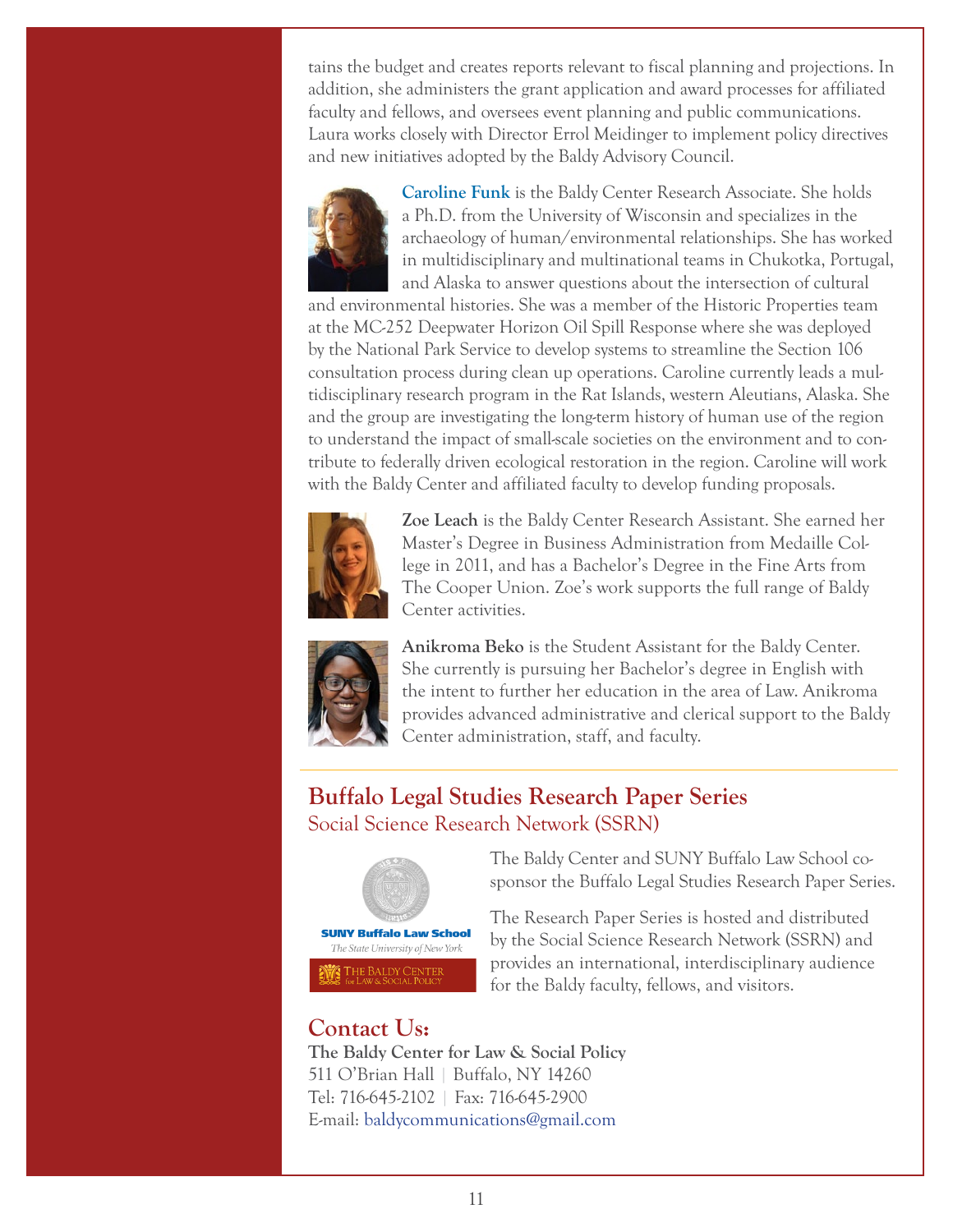tains the budget and creates reports relevant to fiscal planning and projections. In addition, she administers the grant application and award processes for affiliated faculty and fellows, and oversees event planning and public communications. Laura works closely with Director Errol Meidinger to implement policy directives and new initiatives adopted by the Baldy Advisory Council.

**Caroline Funk** is the Baldy Center Research Associate. She holds a Ph.D. from the University of Wisconsin and specializes in the archaeology of human/environmental relationships. She has worked in multidisciplinary and multinational teams in Chukotka, Portugal, and Alaska to answer questions about the intersection of cultural and environmental histories. She was a member of the Historic Properties team at the MC-252 Deepwater Horizon Oil Spill Response where she was deployed by the National Park Service to develop systems to streamline the Section 106 consultation process during clean up operations. Caroline currently leads a multidisciplinary research program in the Rat Islands, western Aleutians, Alaska. She and the group are investigating the long-term history of human use of the region to understand the impact of small-scale societies on the environment and to contribute to federally driven ecological restoration in the region. Caroline will work with the Baldy Center and affiliated faculty to develop funding proposals.

**Zoe Leach** is the Baldy Center Research Assistant. She earned her Master's Degree in Business Administration from Medaille College in 2011, and has a Bachelor's Degree in the Fine Arts from The Cooper Union. Zoe's work supports the full range of Baldy Center activities.

**Anikroma Beko** is the Student Assistant for the Baldy Center. She currently is pursuing her Bachelor's degree in English with the intent to further her education in the area of Law. Anikroma provides advanced administrative and clerical support to the Baldy Center administration, staff, and faculty.

## Buffalo Legal Studies Research Paper Series

Social Science Research Network (SSRN)

SUNY Buffalo Law School
*The State University of New York*
THE BALDY CENTER for LAW & SOCIAL POLICY

The Baldy Center and SUNY Buffalo Law School co-sponsor the Buffalo Legal Studies Research Paper Series.

The Research Paper Series is hosted and distributed by the Social Science Research Network (SSRN) and provides an international, interdisciplinary audience for the Baldy faculty, fellows, and visitors.

## Contact Us:

**The Baldy Center for Law & Social Policy**
511 O'Brian Hall | Buffalo, NY 14260
Tel: 716-645-2102 | Fax: 716-645-2900
E-mail: baldycommunications@gmail.com